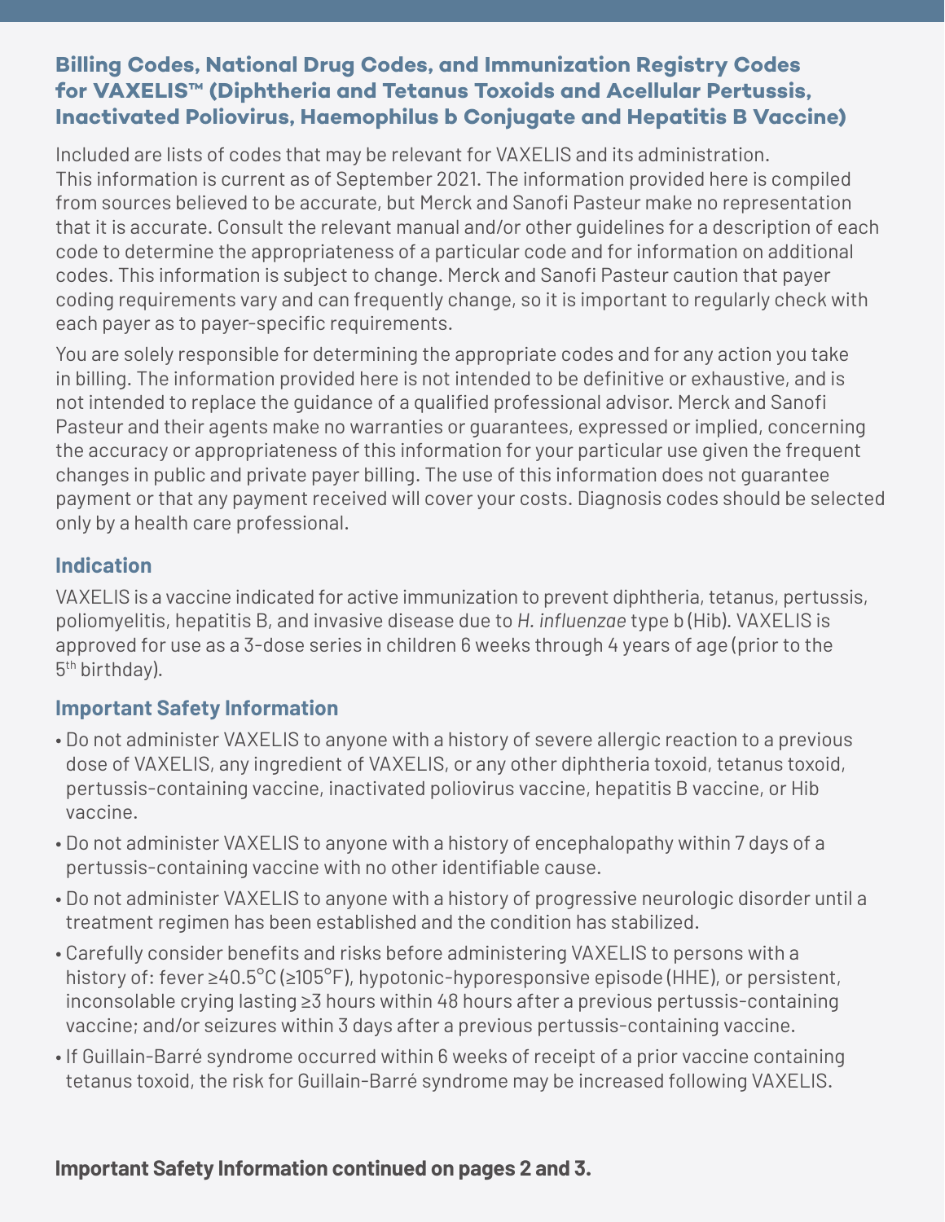# Billing Codes, National Drug Codes, and Immunization Registry Codes for VAXELIS™ (Diphtheria and Tetanus Toxoids and Acellular Pertussis, Inactivated Poliovirus, Haemophilus b Conjugate and Hepatitis B Vaccine)

Included are lists of codes that may be relevant for VAXELIS and its administration. This information is current as of September 2021. The information provided here is compiled from sources believed to be accurate, but Merck and Sanofi Pasteur make no representation that it is accurate. Consult the relevant manual and/or other guidelines for a description of each code to determine the appropriateness of a particular code and for information on additional codes. This information is subject to change. Merck and Sanofi Pasteur caution that payer coding requirements vary and can frequently change, so it is important to regularly check with each payer as to payer-specific requirements.

You are solely responsible for determining the appropriate codes and for any action you take in billing. The information provided here is not intended to be definitive or exhaustive, and is not intended to replace the guidance of a qualified professional advisor. Merck and Sanofi Pasteur and their agents make no warranties or guarantees, expressed or implied, concerning the accuracy or appropriateness of this information for your particular use given the frequent changes in public and private payer billing. The use of this information does not guarantee payment or that any payment received will cover your costs. Diagnosis codes should be selected only by a health care professional.

## Indication

VAXELIS is a vaccine indicated for active immunization to prevent diphtheria, tetanus, pertussis, poliomyelitis, hepatitis B, and invasive disease due to *H. influenzae* type b (Hib). VAXELIS is approved for use as a 3-dose series in children 6 weeks through 4 years of age (prior to the 5th birthday).

## Important Safety Information

- Do not administer VAXELIS to anyone with a history of severe allergic reaction to a previous dose of VAXELIS, any ingredient of VAXELIS, or any other diphtheria toxoid, tetanus toxoid, pertussis-containing vaccine, inactivated poliovirus vaccine, hepatitis B vaccine, or Hib vaccine.
- Do not administer VAXELIS to anyone with a history of encephalopathy within 7 days of a pertussis-containing vaccine with no other identifiable cause.
- Do not administer VAXELIS to anyone with a history of progressive neurologic disorder until a treatment regimen has been established and the condition has stabilized.
- Carefully consider benefits and risks before administering VAXELIS to persons with a history of: fever ≥40.5°C (≥105°F), hypotonic-hyporesponsive episode (HHE), or persistent, inconsolable crying lasting ≥3 hours within 48 hours after a previous pertussis-containing vaccine; and/or seizures within 3 days after a previous pertussis-containing vaccine.
- If Guillain-Barré syndrome occurred within 6 weeks of receipt of a prior vaccine containing tetanus toxoid, the risk for Guillain-Barré syndrome may be increased following VAXELIS.

**Important Safety Information continued on pages 2 and 3.**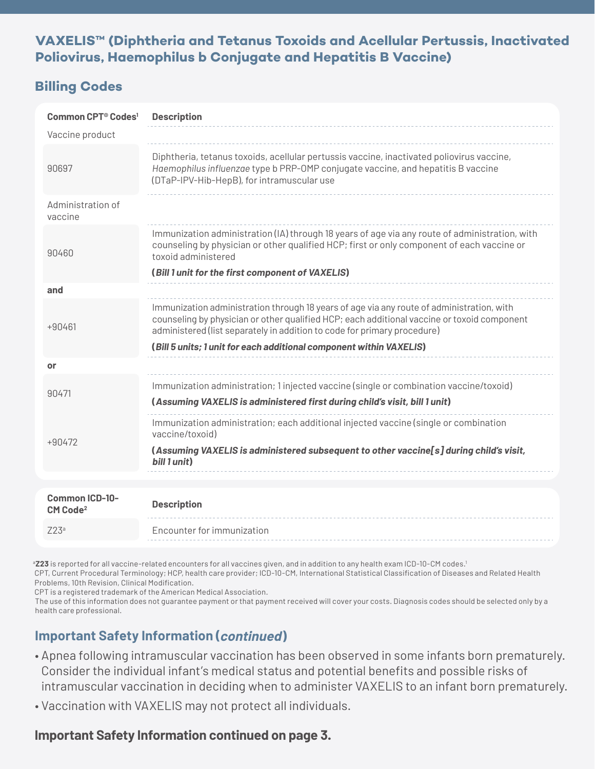## VAXELIS™ (Diphtheria and Tetanus Toxoids and Acellular Pertussis, Inactivated Poliovirus, Haemophilus b Conjugate and Hepatitis B Vaccine)

### Billing Codes

| Common CPT® Codes[1] | Description |
|---|---|
| Vaccine product | |
| 90697 | Diphtheria, tetanus toxoids, acellular pertussis vaccine, inactivated poliovirus vaccine, *Haemophilus influenzae* type b PRP-OMP conjugate vaccine, and hepatitis B vaccine (DTaP-IPV-Hib-HepB), for intramuscular use |
| Administration of vaccine | |
| 90460 | Immunization administration (IA) through 18 years of age via any route of administration, with counseling by physician or other qualified HCP; first or only component of each vaccine or toxoid administered<br>***(Bill 1 unit for the first component of VAXELIS)*** |
| **and** | |
| +90461 | Immunization administration through 18 years of age via any route of administration, with counseling by physician or other qualified HCP; each additional vaccine or toxoid component administered (list separately in addition to code for primary procedure)<br>***(Bill 5 units; 1 unit for each additional component within VAXELIS)*** |
| **or** | |
| 90471 | Immunization administration; 1 injected vaccine (single or combination vaccine/toxoid)<br>***(Assuming VAXELIS is administered first during child's visit, bill 1 unit)*** |
| +90472 | Immunization administration; each additional injected vaccine (single or combination vaccine/toxoid)<br>***(Assuming VAXELIS is administered subsequent to other vaccine[s] during child's visit, bill 1 unit)*** |

| Common ICD-10-CM Code[2] | Description |
|---|---|
| Z23[a] | Encounter for immunization |

[a]**Z23** is reported for all vaccine-related encounters for all vaccines given, and in addition to any health exam ICD-10-CM codes.[1]

CPT, Current Procedural Terminology; HCP, health care provider; ICD-10-CM, International Statistical Classification of Diseases and Related Health Problems, 10th Revision, Clinical Modification.

CPT is a registered trademark of the American Medical Association.

The use of this information does not guarantee payment or that payment received will cover your costs. Diagnosis codes should be selected only by a health care professional.

### Important Safety Information (*continued*)

- Apnea following intramuscular vaccination has been observed in some infants born prematurely. Consider the individual infant's medical status and potential benefits and possible risks of intramuscular vaccination in deciding when to administer VAXELIS to an infant born prematurely.
- Vaccination with VAXELIS may not protect all individuals.

**Important Safety Information continued on page 3.**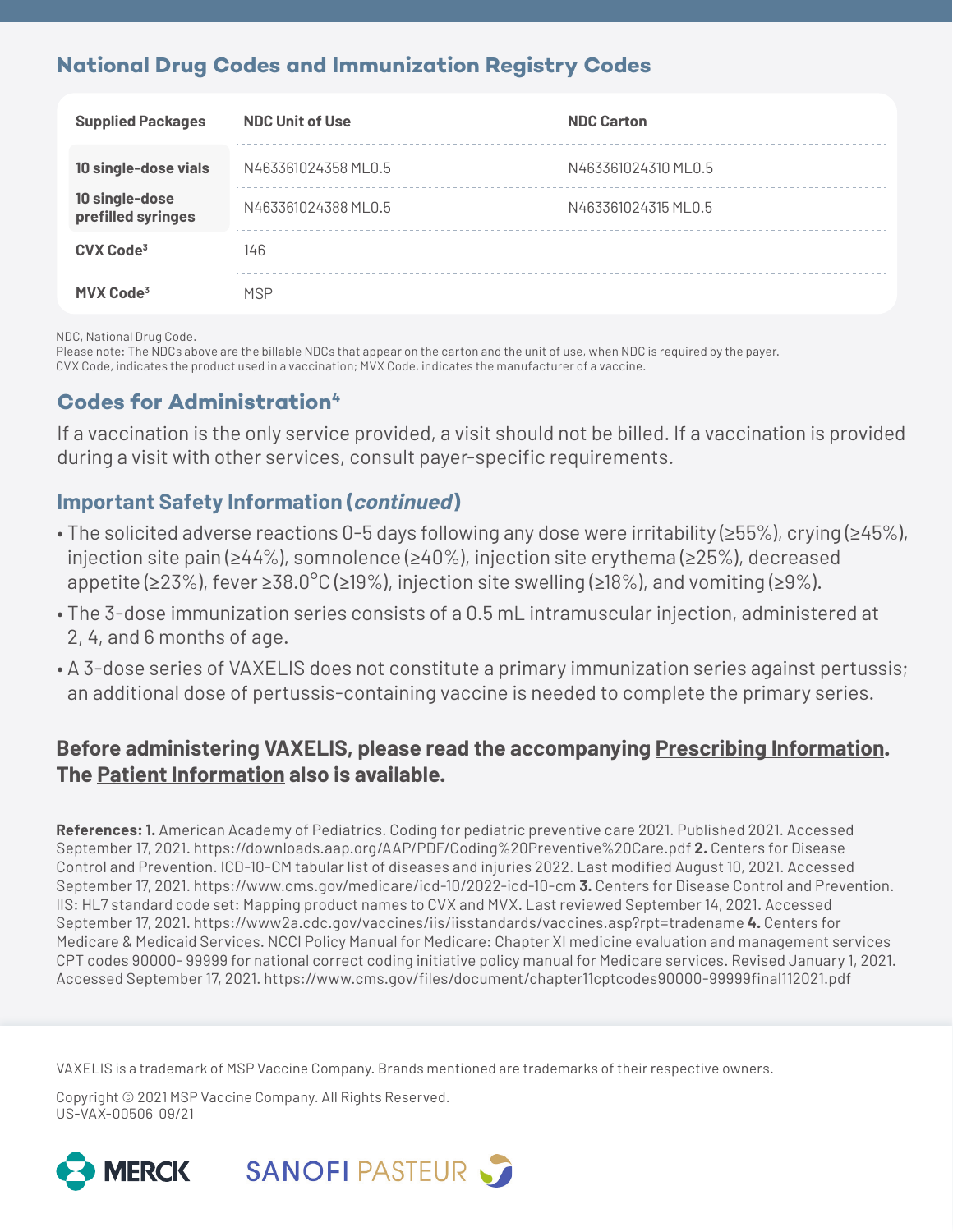## National Drug Codes and Immunization Registry Codes

| Supplied Packages | NDC Unit of Use | NDC Carton |
|---|---|---|
| 10 single-dose vials | N463361024358 ML0.5 | N463361024310 ML0.5 |
| 10 single-dose prefilled syringes | N463361024388 ML0.5 | N463361024315 ML0.5 |
| CVX Code[3] | 146 | |
| MVX Code[3] | MSP | |

NDC, National Drug Code.
Please note: The NDCs above are the billable NDCs that appear on the carton and the unit of use, when NDC is required by the payer.
CVX Code, indicates the product used in a vaccination; MVX Code, indicates the manufacturer of a vaccine.

## Codes for Administration[4]

If a vaccination is the only service provided, a visit should not be billed. If a vaccination is provided during a visit with other services, consult payer-specific requirements.

## Important Safety Information (*continued*)

- The solicited adverse reactions 0-5 days following any dose were irritability (≥55%), crying (≥45%), injection site pain (≥44%), somnolence (≥40%), injection site erythema (≥25%), decreased appetite (≥23%), fever ≥38.0°C (≥19%), injection site swelling (≥18%), and vomiting (≥9%).
- The 3-dose immunization series consists of a 0.5 mL intramuscular injection, administered at 2, 4, and 6 months of age.
- A 3-dose series of VAXELIS does not constitute a primary immunization series against pertussis; an additional dose of pertussis-containing vaccine is needed to complete the primary series.

**Before administering VAXELIS, please read the accompanying Prescribing Information. The Patient Information also is available.**

**References: 1.** American Academy of Pediatrics. Coding for pediatric preventive care 2021. Published 2021. Accessed September 17, 2021. https://downloads.aap.org/AAP/PDF/Coding%20Preventive%20Care.pdf **2.** Centers for Disease Control and Prevention. ICD-10-CM tabular list of diseases and injuries 2022. Last modified August 10, 2021. Accessed September 17, 2021. https://www.cms.gov/medicare/icd-10/2022-icd-10-cm **3.** Centers for Disease Control and Prevention. IIS: HL7 standard code set: Mapping product names to CVX and MVX. Last reviewed September 14, 2021. Accessed September 17, 2021. https://www2a.cdc.gov/vaccines/iis/iisstandards/vaccines.asp?rpt=tradename **4.** Centers for Medicare & Medicaid Services. NCCI Policy Manual for Medicare: Chapter XI medicine evaluation and management services CPT codes 90000- 99999 for national correct coding initiative policy manual for Medicare services. Revised January 1, 2021. Accessed September 17, 2021. https://www.cms.gov/files/document/chapter11cptcodes90000-99999final112021.pdf

VAXELIS is a trademark of MSP Vaccine Company. Brands mentioned are trademarks of their respective owners.

Copyright © 2021 MSP Vaccine Company. All Rights Reserved.
US-VAX-00506 09/21

MERCK SANOFI PASTEUR